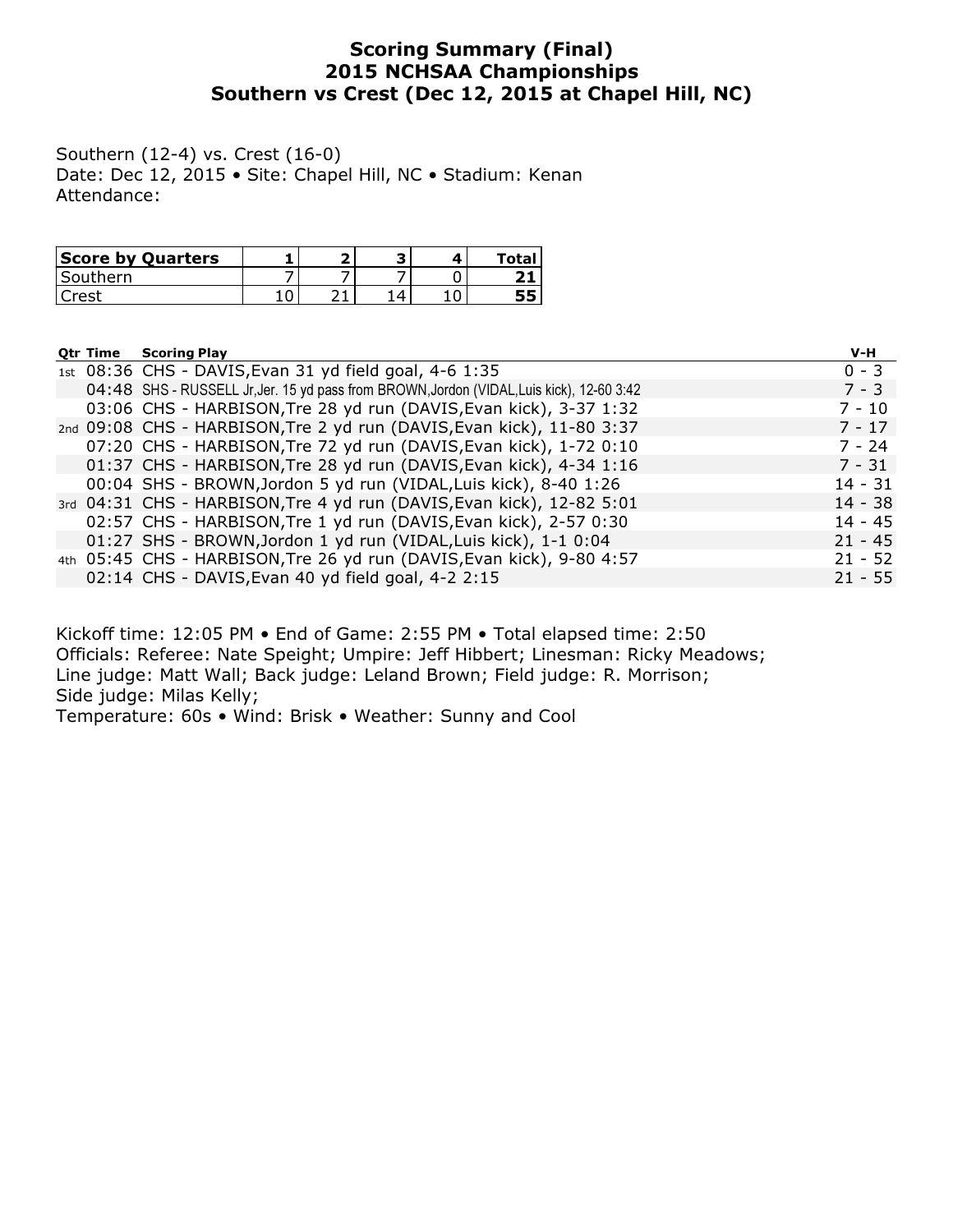# Scoring Summary (Final)
# 2015 NCHSAA Championships
# Southern vs Crest (Dec 12, 2015 at Chapel Hill, NC)

Southern (12-4) vs. Crest (16-0)
Date: Dec 12, 2015 • Site: Chapel Hill, NC • Stadium: Kenan
Attendance:

| Score by Quarters | 1 | 2 | 3 | 4 | Total |
|---|---|---|---|---|---|
| Southern | 7 | 7 | 7 | 0 | **21** |
| Crest | 10 | 21 | 14 | 10 | **55** |

| Qtr | Time | Scoring Play | V-H |
|---|---|---|---|
| 1st | 08:36 | CHS - DAVIS,Evan 31 yd field goal, 4-6 1:35 | 0 - 3 |
| | 04:48 | SHS - RUSSELL Jr,Jer. 15 yd pass from BROWN,Jordon (VIDAL,Luis kick), 12-60 3:42 | 7 - 3 |
| | 03:06 | CHS - HARBISON,Tre 28 yd run (DAVIS,Evan kick), 3-37 1:32 | 7 - 10 |
| 2nd | 09:08 | CHS - HARBISON,Tre 2 yd run (DAVIS,Evan kick), 11-80 3:37 | 7 - 17 |
| | 07:20 | CHS - HARBISON,Tre 72 yd run (DAVIS,Evan kick), 1-72 0:10 | 7 - 24 |
| | 01:37 | CHS - HARBISON,Tre 28 yd run (DAVIS,Evan kick), 4-34 1:16 | 7 - 31 |
| | 00:04 | SHS - BROWN,Jordon 5 yd run (VIDAL,Luis kick), 8-40 1:26 | 14 - 31 |
| 3rd | 04:31 | CHS - HARBISON,Tre 4 yd run (DAVIS,Evan kick), 12-82 5:01 | 14 - 38 |
| | 02:57 | CHS - HARBISON,Tre 1 yd run (DAVIS,Evan kick), 2-57 0:30 | 14 - 45 |
| | 01:27 | SHS - BROWN,Jordon 1 yd run (VIDAL,Luis kick), 1-1 0:04 | 21 - 45 |
| 4th | 05:45 | CHS - HARBISON,Tre 26 yd run (DAVIS,Evan kick), 9-80 4:57 | 21 - 52 |
| | 02:14 | CHS - DAVIS,Evan 40 yd field goal, 4-2 2:15 | 21 - 55 |

Kickoff time: 12:05 PM • End of Game: 2:55 PM • Total elapsed time: 2:50
Officials: Referee: Nate Speight; Umpire: Jeff Hibbert; Linesman: Ricky Meadows;
Line judge: Matt Wall; Back judge: Leland Brown; Field judge: R. Morrison;
Side judge: Milas Kelly;
Temperature: 60s • Wind: Brisk • Weather: Sunny and Cool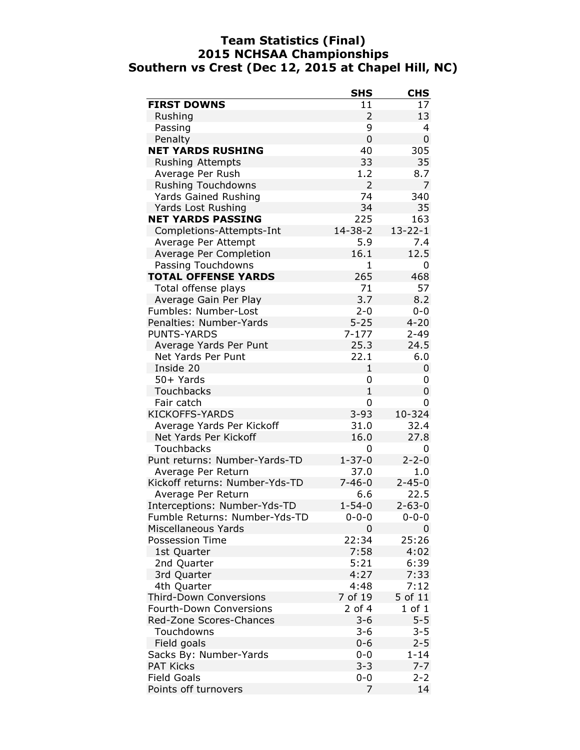# Team Statistics (Final)
## 2015 NCHSAA Championships
## Southern vs Crest (Dec 12, 2015 at Chapel Hill, NC)

| | SHS | CHS |
|---|---|---|
| **FIRST DOWNS** | 11 | 17 |
| Rushing | 2 | 13 |
| Passing | 9 | 4 |
| Penalty | 0 | 0 |
| **NET YARDS RUSHING** | 40 | 305 |
| Rushing Attempts | 33 | 35 |
| Average Per Rush | 1.2 | 8.7 |
| Rushing Touchdowns | 2 | 7 |
| Yards Gained Rushing | 74 | 340 |
| Yards Lost Rushing | 34 | 35 |
| **NET YARDS PASSING** | 225 | 163 |
| Completions-Attempts-Int | 14-38-2 | 13-22-1 |
| Average Per Attempt | 5.9 | 7.4 |
| Average Per Completion | 16.1 | 12.5 |
| Passing Touchdowns | 1 | 0 |
| **TOTAL OFFENSE YARDS** | 265 | 468 |
| Total offense plays | 71 | 57 |
| Average Gain Per Play | 3.7 | 8.2 |
| Fumbles: Number-Lost | 2-0 | 0-0 |
| Penalties: Number-Yards | 5-25 | 4-20 |
| PUNTS-YARDS | 7-177 | 2-49 |
| Average Yards Per Punt | 25.3 | 24.5 |
| Net Yards Per Punt | 22.1 | 6.0 |
| Inside 20 | 1 | 0 |
| 50+ Yards | 0 | 0 |
| Touchbacks | 1 | 0 |
| Fair catch | 0 | 0 |
| KICKOFFS-YARDS | 3-93 | 10-324 |
| Average Yards Per Kickoff | 31.0 | 32.4 |
| Net Yards Per Kickoff | 16.0 | 27.8 |
| Touchbacks | 0 | 0 |
| Punt returns: Number-Yards-TD | 1-37-0 | 2-2-0 |
| Average Per Return | 37.0 | 1.0 |
| Kickoff returns: Number-Yds-TD | 7-46-0 | 2-45-0 |
| Average Per Return | 6.6 | 22.5 |
| Interceptions: Number-Yds-TD | 1-54-0 | 2-63-0 |
| Fumble Returns: Number-Yds-TD | 0-0-0 | 0-0-0 |
| Miscellaneous Yards | 0 | 0 |
| Possession Time | 22:34 | 25:26 |
| 1st Quarter | 7:58 | 4:02 |
| 2nd Quarter | 5:21 | 6:39 |
| 3rd Quarter | 4:27 | 7:33 |
| 4th Quarter | 4:48 | 7:12 |
| Third-Down Conversions | 7 of 19 | 5 of 11 |
| Fourth-Down Conversions | 2 of 4 | 1 of 1 |
| Red-Zone Scores-Chances | 3-6 | 5-5 |
| Touchdowns | 3-6 | 3-5 |
| Field goals | 0-6 | 2-5 |
| Sacks By: Number-Yards | 0-0 | 1-14 |
| PAT Kicks | 3-3 | 7-7 |
| Field Goals | 0-0 | 2-2 |
| Points off turnovers | 7 | 14 |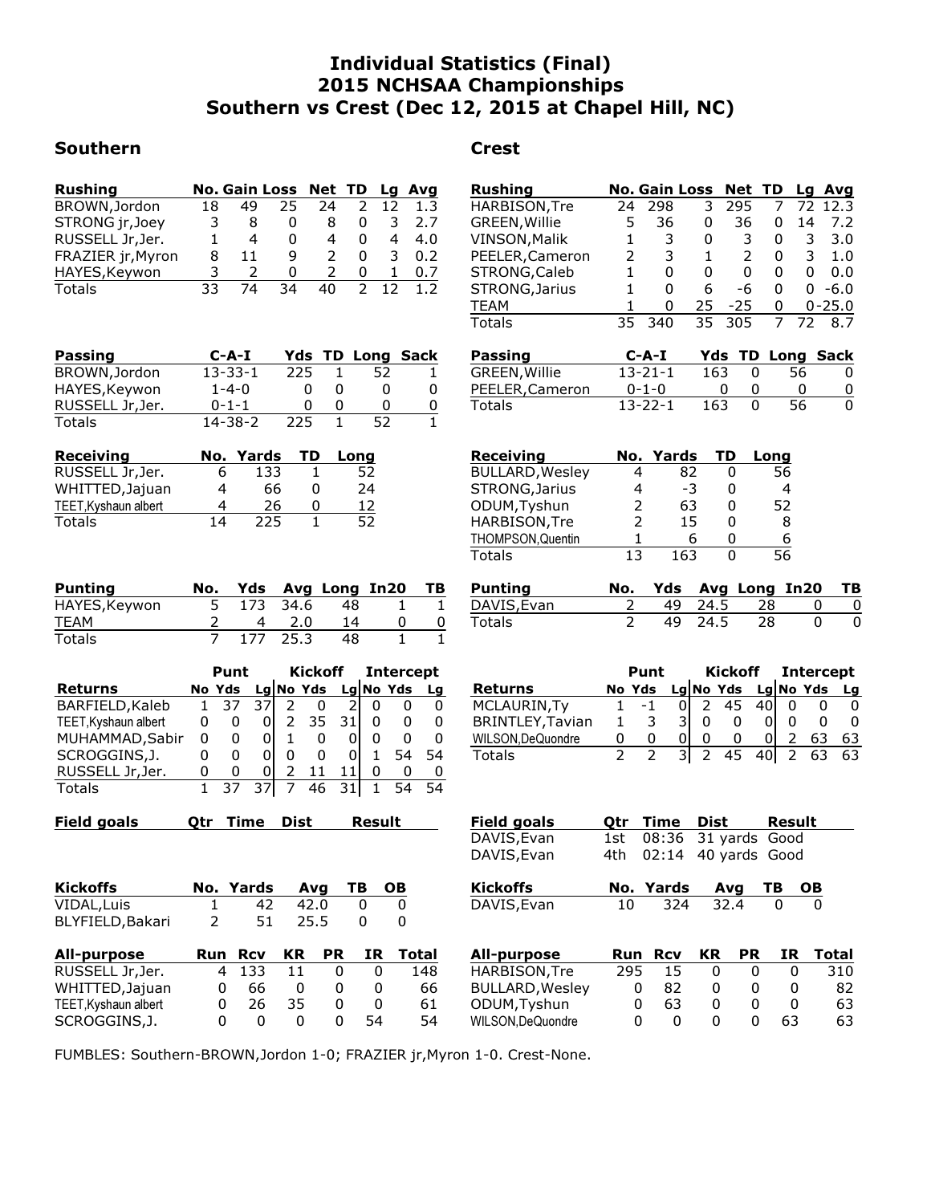# Individual Statistics (Final)
## 2015 NCHSAA Championships
## Southern vs Crest (Dec 12, 2015 at Chapel Hill, NC)

## Southern

| Rushing | No. | Gain | Loss | Net | TD | Lg | Avg |
|---|---|---|---|---|---|---|---|
| BROWN,Jordon | 18 | 49 | 25 | 24 | 2 | 12 | 1.3 |
| STRONG jr,Joey | 3 | 8 | 0 | 8 | 0 | 3 | 2.7 |
| RUSSELL Jr,Jer. | 1 | 4 | 0 | 4 | 0 | 4 | 4.0 |
| FRAZIER jr,Myron | 8 | 11 | 9 | 2 | 0 | 3 | 0.2 |
| HAYES,Keywon | 3 | 2 | 0 | 2 | 0 | 1 | 0.7 |
| Totals | 33 | 74 | 34 | 40 | 2 | 12 | 1.2 |

| Passing | C-A-I | Yds | TD | Long | Sack |
|---|---|---|---|---|---|
| BROWN,Jordon | 13-33-1 | 225 | 1 | 52 | 1 |
| HAYES,Keywon | 1-4-0 | 0 | 0 | 0 | 0 |
| RUSSELL Jr,Jer. | 0-1-1 | 0 | 0 | 0 | 0 |
| Totals | 14-38-2 | 225 | 1 | 52 | 1 |

| Receiving | No. | Yards | TD | Long |
|---|---|---|---|---|
| RUSSELL Jr,Jer. | 6 | 133 | 1 | 52 |
| WHITTED,Jajuan | 4 | 66 | 0 | 24 |
| TEET,Kyshaun albert | 4 | 26 | 0 | 12 |
| Totals | 14 | 225 | 1 | 52 |

| Punting | No. | Yds | Avg | Long | In20 | TB |
|---|---|---|---|---|---|---|
| HAYES,Keywon | 5 | 173 | 34.6 | 48 | 1 | 1 |
| TEAM | 2 | 4 | 2.0 | 14 | 0 | 0 |
| Totals | 7 | 177 | 25.3 | 48 | 1 | 1 |

| | Punt | | | Kickoff | | | Intercept | | |
|---|---|---|---|---|---|---|---|---|---|
| Returns | No | Yds | Lg | No | Yds | Lg | No | Yds | Lg |
| BARFIELD,Kaleb | 1 | 37 | 37 | 2 | 0 | 2 | 0 | 0 | 0 |
| TEET,Kyshaun albert | 0 | 0 | 0 | 2 | 35 | 31 | 0 | 0 | 0 |
| MUHAMMAD,Sabir | 0 | 0 | 0 | 1 | 0 | 0 | 0 | 0 | 0 |
| SCROGGINS,J. | 0 | 0 | 0 | 0 | 0 | 0 | 1 | 54 | 54 |
| RUSSELL Jr,Jer. | 0 | 0 | 0 | 2 | 11 | 11 | 0 | 0 | 0 |
| Totals | 1 | 37 | 37 | 7 | 46 | 31 | 1 | 54 | 54 |

| Field goals | Qtr | Time | Dist | Result |
|---|---|---|---|---|

| Kickoffs | No. | Yards | Avg | TB | OB |
|---|---|---|---|---|---|
| VIDAL,Luis | 1 | 42 | 42.0 | 0 | 0 |
| BLYFIELD,Bakari | 2 | 51 | 25.5 | 0 | 0 |

| All-purpose | Run | Rcv | KR | PR | IR | Total |
|---|---|---|---|---|---|---|
| RUSSELL Jr,Jer. | 4 | 133 | 11 | 0 | 0 | 148 |
| WHITTED,Jajuan | 0 | 66 | 0 | 0 | 0 | 66 |
| TEET,Kyshaun albert | 0 | 26 | 35 | 0 | 0 | 61 |
| SCROGGINS,J. | 0 | 0 | 0 | 0 | 54 | 54 |

## Crest

| Rushing | No. | Gain | Loss | Net | TD | Lg | Avg |
|---|---|---|---|---|---|---|---|
| HARBISON,Tre | 24 | 298 | 3 | 295 | 7 | 72 | 12.3 |
| GREEN,Willie | 5 | 36 | 0 | 36 | 0 | 14 | 7.2 |
| VINSON,Malik | 1 | 3 | 0 | 3 | 0 | 3 | 3.0 |
| PEELER,Cameron | 2 | 3 | 1 | 2 | 0 | 3 | 1.0 |
| STRONG,Caleb | 1 | 0 | 0 | 0 | 0 | 0 | 0.0 |
| STRONG,Jarius | 1 | 0 | 6 | -6 | 0 | 0 | -6.0 |
| TEAM | 1 | 0 | 25 | -25 | 0 | 0 | -25.0 |
| Totals | 35 | 340 | 35 | 305 | 7 | 72 | 8.7 |

| Passing | C-A-I | Yds | TD | Long | Sack |
|---|---|---|---|---|---|
| GREEN,Willie | 13-21-1 | 163 | 0 | 56 | 0 |
| PEELER,Cameron | 0-1-0 | 0 | 0 | 0 | 0 |
| Totals | 13-22-1 | 163 | 0 | 56 | 0 |

| Receiving | No. | Yards | TD | Long |
|---|---|---|---|---|
| BULLARD,Wesley | 4 | 82 | 0 | 56 |
| STRONG,Jarius | 4 | -3 | 0 | 4 |
| ODUM,Tyshun | 2 | 63 | 0 | 52 |
| HARBISON,Tre | 2 | 15 | 0 | 8 |
| THOMPSON,Quentin | 1 | 6 | 0 | 6 |
| Totals | 13 | 163 | 0 | 56 |

| Punting | No. | Yds | Avg | Long | In20 | TB |
|---|---|---|---|---|---|---|
| DAVIS,Evan | 2 | 49 | 24.5 | 28 | 0 | 0 |
| Totals | 2 | 49 | 24.5 | 28 | 0 | 0 |

| | Punt | | | Kickoff | | | Intercept | | |
|---|---|---|---|---|---|---|---|---|---|
| Returns | No | Yds | Lg | No | Yds | Lg | No | Yds | Lg |
| MCLAURIN,Ty | 1 | -1 | 0 | 2 | 45 | 40 | 0 | 0 | 0 |
| BRINTLEY,Tavian | 1 | 3 | 3 | 0 | 0 | 0 | 0 | 0 | 0 |
| WILSON,DeQuondre | 0 | 0 | 0 | 0 | 0 | 0 | 2 | 63 | 63 |
| Totals | 2 | 2 | 3 | 2 | 45 | 40 | 2 | 63 | 63 |

| Field goals | Qtr | Time | Dist | Result |
|---|---|---|---|---|
| DAVIS,Evan | 1st | 08:36 | 31 yards | Good |
| DAVIS,Evan | 4th | 02:14 | 40 yards | Good |

| Kickoffs | No. | Yards | Avg | TB | OB |
|---|---|---|---|---|---|
| DAVIS,Evan | 10 | 324 | 32.4 | 0 | 0 |

| All-purpose | Run | Rcv | KR | PR | IR | Total |
|---|---|---|---|---|---|---|
| HARBISON,Tre | 295 | 15 | 0 | 0 | 0 | 310 |
| BULLARD,Wesley | 0 | 82 | 0 | 0 | 0 | 82 |
| ODUM,Tyshun | 0 | 63 | 0 | 0 | 0 | 63 |
| WILSON,DeQuondre | 0 | 0 | 0 | 0 | 63 | 63 |

FUMBLES: Southern-BROWN,Jordon 1-0; FRAZIER jr,Myron 1-0. Crest-None.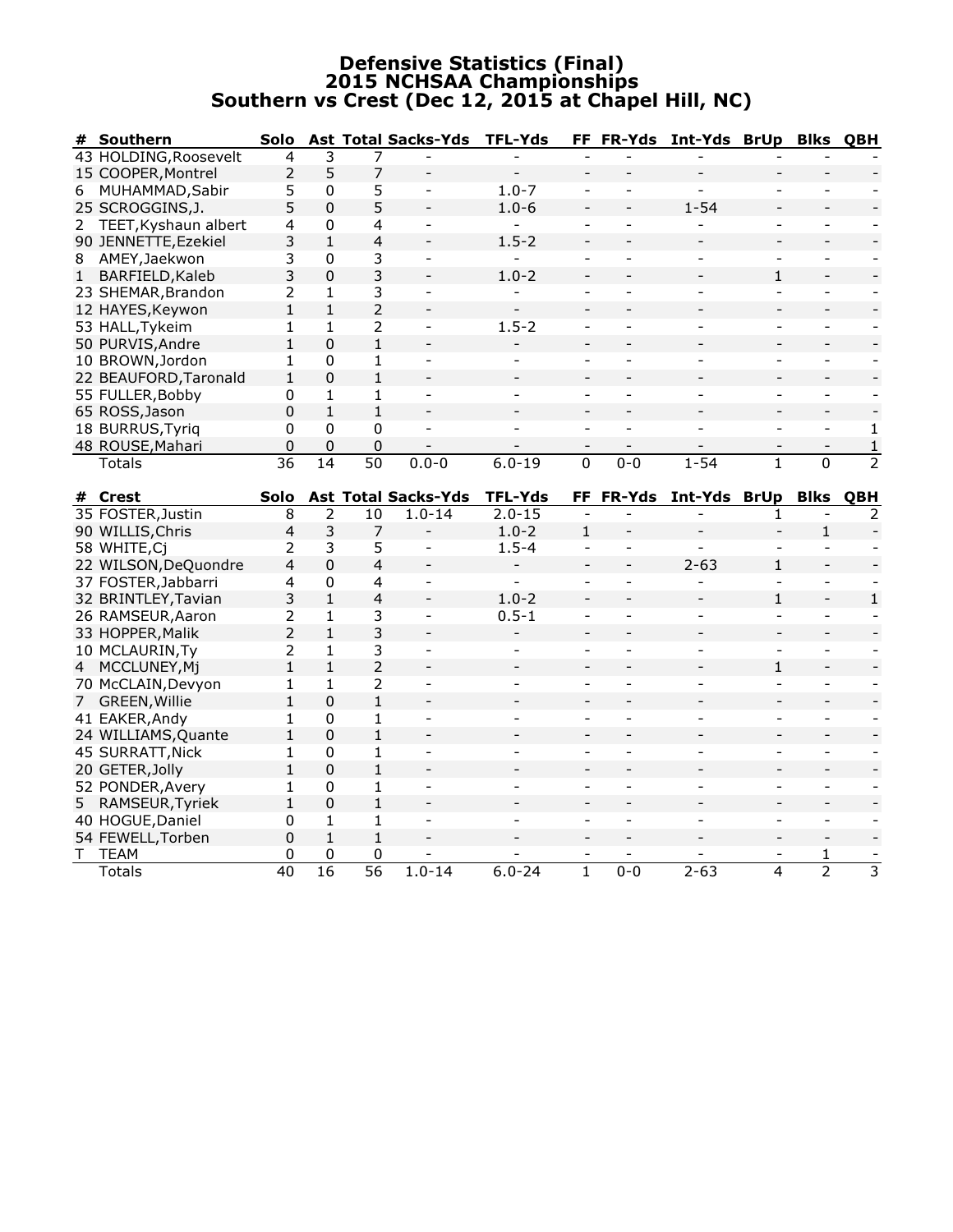# Defensive Statistics (Final)
## 2015 NCHSAA Championships
## Southern vs Crest (Dec 12, 2015 at Chapel Hill, NC)

| # | Southern | Solo | Ast | Total | Sacks-Yds | TFL-Yds | FF | FR-Yds | Int-Yds | BrUp | Blks | QBH |
|---|---|---|---|---|---|---|---|---|---|---|---|---|
| 43 | HOLDING,Roosevelt | 4 | 3 | 7 | - | - | - | - | - | - | - | - |
| 15 | COOPER,Montrel | 2 | 5 | 7 | - | - | - | - | - | - | - | - |
| 6 | MUHAMMAD,Sabir | 5 | 0 | 5 | - | 1.0-7 | - | - | - | - | - | - |
| 25 | SCROGGINS,J. | 5 | 0 | 5 | - | 1.0-6 | - | - | 1-54 | - | - | - |
| 2 | TEET,Kyshaun albert | 4 | 0 | 4 | - | - | - | - | - | - | - | - |
| 90 | JENNETTE,Ezekiel | 3 | 1 | 4 | - | 1.5-2 | - | - | - | - | - | - |
| 8 | AMEY,Jaekwon | 3 | 0 | 3 | - | - | - | - | - | - | - | - |
| 1 | BARFIELD,Kaleb | 3 | 0 | 3 | - | 1.0-2 | - | - | - | 1 | - | - |
| 23 | SHEMAR,Brandon | 2 | 1 | 3 | - | - | - | - | - | - | - | - |
| 12 | HAYES,Keywon | 1 | 1 | 2 | - | - | - | - | - | - | - | - |
| 53 | HALL,Tykeim | 1 | 1 | 2 | - | 1.5-2 | - | - | - | - | - | - |
| 50 | PURVIS,Andre | 1 | 0 | 1 | - | - | - | - | - | - | - | - |
| 10 | BROWN,Jordon | 1 | 0 | 1 | - | - | - | - | - | - | - | - |
| 22 | BEAUFORD,Taronald | 1 | 0 | 1 | - | - | - | - | - | - | - | - |
| 55 | FULLER,Bobby | 0 | 1 | 1 | - | - | - | - | - | - | - | - |
| 65 | ROSS,Jason | 0 | 1 | 1 | - | - | - | - | - | - | - | - |
| 18 | BURRUS,Tyriq | 0 | 0 | 0 | - | - | - | - | - | - | - | 1 |
| 48 | ROUSE,Mahari | 0 | 0 | 0 | - | - | - | - | - | - | - | 1 |
| | Totals | 36 | 14 | 50 | 0.0-0 | 6.0-19 | 0 | 0-0 | 1-54 | 1 | 0 | 2 |

| # | Crest | Solo | Ast | Total | Sacks-Yds | TFL-Yds | FF | FR-Yds | Int-Yds | BrUp | Blks | QBH |
|---|---|---|---|---|---|---|---|---|---|---|---|---|
| 35 | FOSTER,Justin | 8 | 2 | 10 | 1.0-14 | 2.0-15 | - | - | - | 1 | - | 2 |
| 90 | WILLIS,Chris | 4 | 3 | 7 | - | 1.0-2 | 1 | - | - | - | 1 | - |
| 58 | WHITE,Cj | 2 | 3 | 5 | - | 1.5-4 | - | - | - | - | - | - |
| 22 | WILSON,DeQuondre | 4 | 0 | 4 | - | - | - | - | 2-63 | 1 | - | - |
| 37 | FOSTER,Jabbarri | 4 | 0 | 4 | - | - | - | - | - | - | - | - |
| 32 | BRINTLEY,Tavian | 3 | 1 | 4 | - | 1.0-2 | - | - | - | 1 | - | 1 |
| 26 | RAMSEUR,Aaron | 2 | 1 | 3 | - | 0.5-1 | - | - | - | - | - | - |
| 33 | HOPPER,Malik | 2 | 1 | 3 | - | - | - | - | - | - | - | - |
| 10 | MCLAURIN,Ty | 2 | 1 | 3 | - | - | - | - | - | - | - | - |
| 4 | MCCLUNEY,Mj | 1 | 1 | 2 | - | - | - | - | - | 1 | - | - |
| 70 | McCLAIN,Devyon | 1 | 1 | 2 | - | - | - | - | - | - | - | - |
| 7 | GREEN,Willie | 1 | 0 | 1 | - | - | - | - | - | - | - | - |
| 41 | EAKER,Andy | 1 | 0 | 1 | - | - | - | - | - | - | - | - |
| 24 | WILLIAMS,Quante | 1 | 0 | 1 | - | - | - | - | - | - | - | - |
| 45 | SURRATT,Nick | 1 | 0 | 1 | - | - | - | - | - | - | - | - |
| 20 | GETER,Jolly | 1 | 0 | 1 | - | - | - | - | - | - | - | - |
| 52 | PONDER,Avery | 1 | 0 | 1 | - | - | - | - | - | - | - | - |
| 5 | RAMSEUR,Tyriek | 1 | 0 | 1 | - | - | - | - | - | - | - | - |
| 40 | HOGUE,Daniel | 0 | 1 | 1 | - | - | - | - | - | - | - | - |
| 54 | FEWELL,Torben | 0 | 1 | 1 | - | - | - | - | - | - | - | - |
| T | TEAM | 0 | 0 | 0 | - | - | - | - | - | - | 1 | - |
| | Totals | 40 | 16 | 56 | 1.0-14 | 6.0-24 | 1 | 0-0 | 2-63 | 4 | 2 | 3 |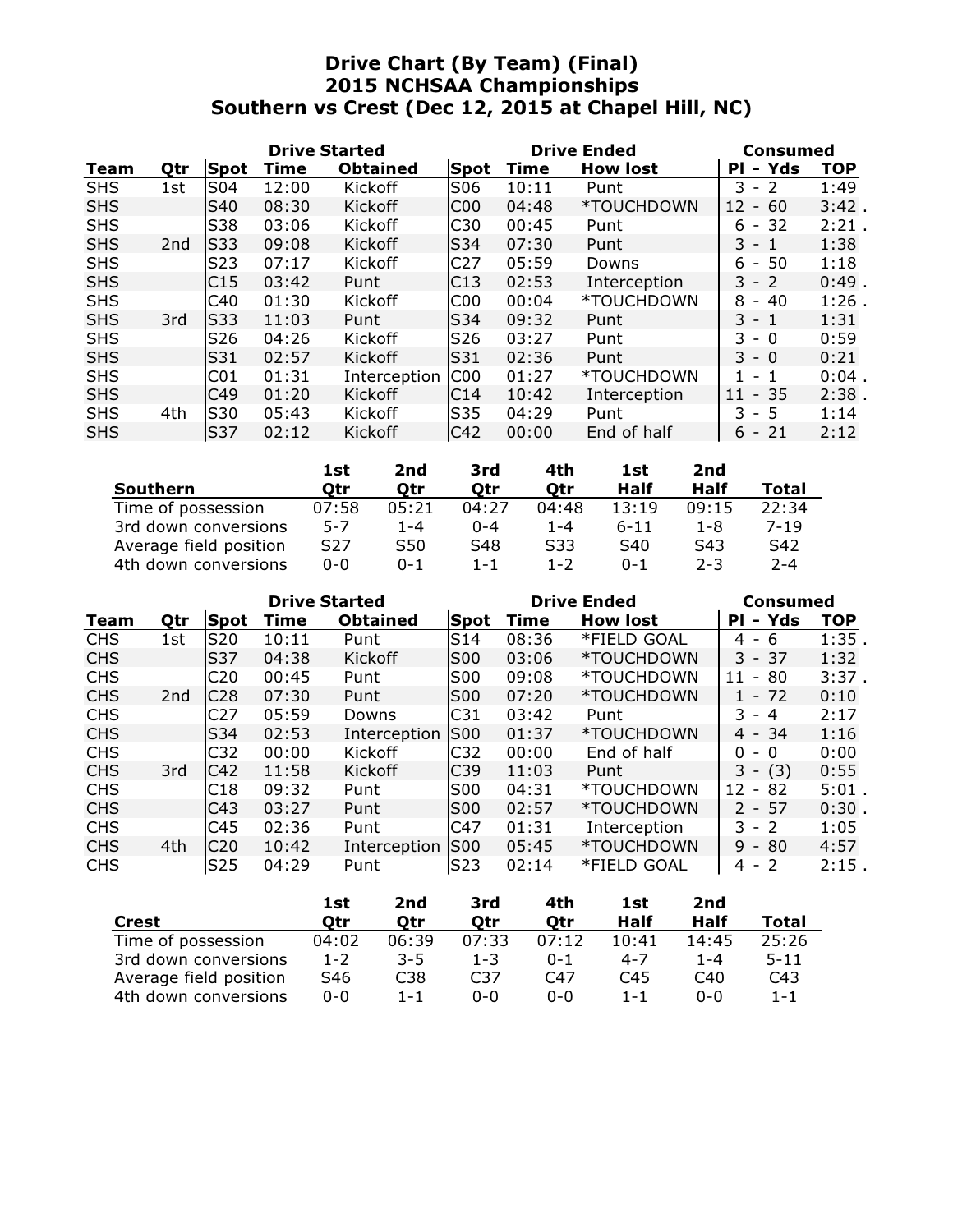# Drive Chart (By Team) (Final)
## 2015 NCHSAA Championships
## Southern vs Crest (Dec 12, 2015 at Chapel Hill, NC)

| | | Drive Started | | | Drive Ended | | | Consumed | |
|---|---|---|---|---|---|---|---|---|---|
| Team | Qtr | Spot | Time | Obtained | Spot | Time | How lost | Pl - Yds | TOP |
| SHS | 1st | S04 | 12:00 | Kickoff | S06 | 10:11 | Punt | 3 - 2 | 1:49 |
| SHS | | S40 | 08:30 | Kickoff | C00 | 04:48 | *TOUCHDOWN | 12 - 60 | 3:42 . |
| SHS | | S38 | 03:06 | Kickoff | C30 | 00:45 | Punt | 6 - 32 | 2:21 . |
| SHS | 2nd | S33 | 09:08 | Kickoff | S34 | 07:30 | Punt | 3 - 1 | 1:38 |
| SHS | | S23 | 07:17 | Kickoff | C27 | 05:59 | Downs | 6 - 50 | 1:18 |
| SHS | | C15 | 03:42 | Punt | C13 | 02:53 | Interception | 3 - 2 | 0:49 . |
| SHS | | C40 | 01:30 | Kickoff | C00 | 00:04 | *TOUCHDOWN | 8 - 40 | 1:26 . |
| SHS | 3rd | S33 | 11:03 | Punt | S34 | 09:32 | Punt | 3 - 1 | 1:31 |
| SHS | | S26 | 04:26 | Kickoff | S26 | 03:27 | Punt | 3 - 0 | 0:59 |
| SHS | | S31 | 02:57 | Kickoff | S31 | 02:36 | Punt | 3 - 0 | 0:21 |
| SHS | | C01 | 01:31 | Interception | C00 | 01:27 | *TOUCHDOWN | 1 - 1 | 0:04 . |
| SHS | | C49 | 01:20 | Kickoff | C14 | 10:42 | Interception | 11 - 35 | 2:38 . |
| SHS | 4th | S30 | 05:43 | Kickoff | S35 | 04:29 | Punt | 3 - 5 | 1:14 |
| SHS | | S37 | 02:12 | Kickoff | C42 | 00:00 | End of half | 6 - 21 | 2:12 |

| Southern | 1st Qtr | 2nd Qtr | 3rd Qtr | 4th Qtr | 1st Half | 2nd Half | Total |
|---|---|---|---|---|---|---|---|
| Time of possession | 07:58 | 05:21 | 04:27 | 04:48 | 13:19 | 09:15 | 22:34 |
| 3rd down conversions | 5-7 | 1-4 | 0-4 | 1-4 | 6-11 | 1-8 | 7-19 |
| Average field position | S27 | S50 | S48 | S33 | S40 | S43 | S42 |
| 4th down conversions | 0-0 | 0-1 | 1-1 | 1-2 | 0-1 | 2-3 | 2-4 |

| | | Drive Started | | | Drive Ended | | | Consumed | |
|---|---|---|---|---|---|---|---|---|---|
| Team | Qtr | Spot | Time | Obtained | Spot | Time | How lost | Pl - Yds | TOP |
| CHS | 1st | S20 | 10:11 | Punt | S14 | 08:36 | *FIELD GOAL | 4 - 6 | 1:35 . |
| CHS | | S37 | 04:38 | Kickoff | S00 | 03:06 | *TOUCHDOWN | 3 - 37 | 1:32 |
| CHS | | C20 | 00:45 | Punt | S00 | 09:08 | *TOUCHDOWN | 11 - 80 | 3:37 . |
| CHS | 2nd | C28 | 07:30 | Punt | S00 | 07:20 | *TOUCHDOWN | 1 - 72 | 0:10 |
| CHS | | C27 | 05:59 | Downs | C31 | 03:42 | Punt | 3 - 4 | 2:17 |
| CHS | | S34 | 02:53 | Interception | S00 | 01:37 | *TOUCHDOWN | 4 - 34 | 1:16 |
| CHS | | C32 | 00:00 | Kickoff | C32 | 00:00 | End of half | 0 - 0 | 0:00 |
| CHS | 3rd | C42 | 11:58 | Kickoff | C39 | 11:03 | Punt | 3 - (3) | 0:55 |
| CHS | | C18 | 09:32 | Punt | S00 | 04:31 | *TOUCHDOWN | 12 - 82 | 5:01 . |
| CHS | | C43 | 03:27 | Punt | S00 | 02:57 | *TOUCHDOWN | 2 - 57 | 0:30 . |
| CHS | | C45 | 02:36 | Punt | C47 | 01:31 | Interception | 3 - 2 | 1:05 |
| CHS | 4th | C20 | 10:42 | Interception | S00 | 05:45 | *TOUCHDOWN | 9 - 80 | 4:57 |
| CHS | | S25 | 04:29 | Punt | S23 | 02:14 | *FIELD GOAL | 4 - 2 | 2:15 . |

| Crest | 1st Qtr | 2nd Qtr | 3rd Qtr | 4th Qtr | 1st Half | 2nd Half | Total |
|---|---|---|---|---|---|---|---|
| Time of possession | 04:02 | 06:39 | 07:33 | 07:12 | 10:41 | 14:45 | 25:26 |
| 3rd down conversions | 1-2 | 3-5 | 1-3 | 0-1 | 4-7 | 1-4 | 5-11 |
| Average field position | S46 | C38 | C37 | C47 | C45 | C40 | C43 |
| 4th down conversions | 0-0 | 1-1 | 0-0 | 0-0 | 1-1 | 0-0 | 1-1 |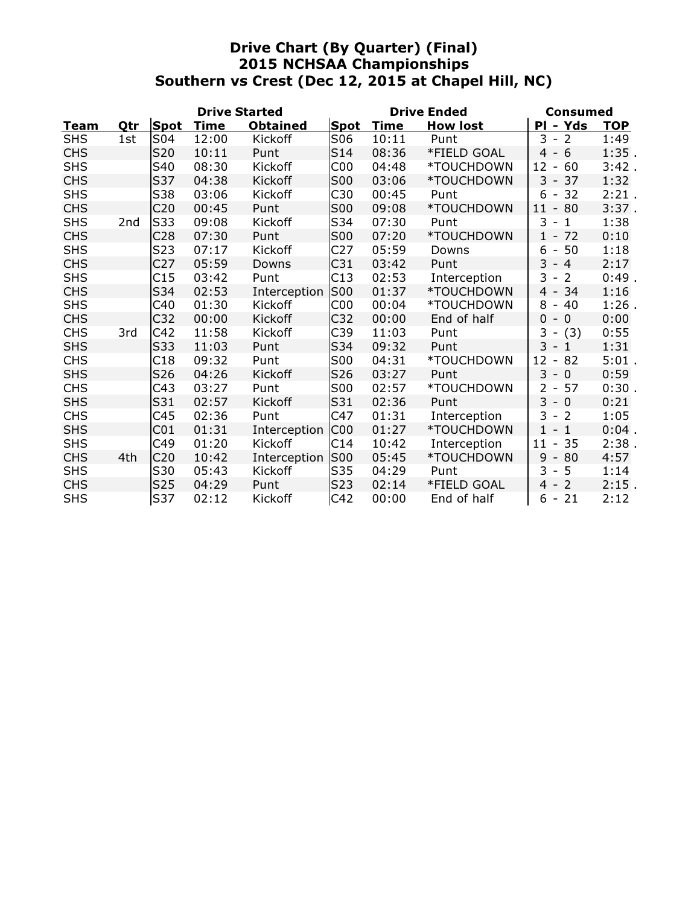# Drive Chart (By Quarter) (Final)
## 2015 NCHSAA Championships
## Southern vs Crest (Dec 12, 2015 at Chapel Hill, NC)

| | | Drive Started | | | Drive Ended | | | Consumed | |
|---|---|---|---|---|---|---|---|---|---|
| Team | Qtr | Spot | Time | Obtained | Spot | Time | How lost | Pl - Yds | TOP |
| SHS | 1st | S04 | 12:00 | Kickoff | S06 | 10:11 | Punt | 3 - 2 | 1:49 |
| CHS | | S20 | 10:11 | Punt | S14 | 08:36 | *FIELD GOAL | 4 - 6 | 1:35 . |
| SHS | | S40 | 08:30 | Kickoff | C00 | 04:48 | *TOUCHDOWN | 12 - 60 | 3:42 . |
| CHS | | S37 | 04:38 | Kickoff | S00 | 03:06 | *TOUCHDOWN | 3 - 37 | 1:32 |
| SHS | | S38 | 03:06 | Kickoff | C30 | 00:45 | Punt | 6 - 32 | 2:21 . |
| CHS | | C20 | 00:45 | Punt | S00 | 09:08 | *TOUCHDOWN | 11 - 80 | 3:37 . |
| SHS | 2nd | S33 | 09:08 | Kickoff | S34 | 07:30 | Punt | 3 - 1 | 1:38 |
| CHS | | C28 | 07:30 | Punt | S00 | 07:20 | *TOUCHDOWN | 1 - 72 | 0:10 |
| SHS | | S23 | 07:17 | Kickoff | C27 | 05:59 | Downs | 6 - 50 | 1:18 |
| CHS | | C27 | 05:59 | Downs | C31 | 03:42 | Punt | 3 - 4 | 2:17 |
| SHS | | C15 | 03:42 | Punt | C13 | 02:53 | Interception | 3 - 2 | 0:49 . |
| CHS | | S34 | 02:53 | Interception | S00 | 01:37 | *TOUCHDOWN | 4 - 34 | 1:16 |
| SHS | | C40 | 01:30 | Kickoff | C00 | 00:04 | *TOUCHDOWN | 8 - 40 | 1:26 . |
| CHS | | C32 | 00:00 | Kickoff | C32 | 00:00 | End of half | 0 - 0 | 0:00 |
| CHS | 3rd | C42 | 11:58 | Kickoff | C39 | 11:03 | Punt | 3 - (3) | 0:55 |
| SHS | | S33 | 11:03 | Punt | S34 | 09:32 | Punt | 3 - 1 | 1:31 |
| CHS | | C18 | 09:32 | Punt | S00 | 04:31 | *TOUCHDOWN | 12 - 82 | 5:01 . |
| SHS | | S26 | 04:26 | Kickoff | S26 | 03:27 | Punt | 3 - 0 | 0:59 |
| CHS | | C43 | 03:27 | Punt | S00 | 02:57 | *TOUCHDOWN | 2 - 57 | 0:30 . |
| SHS | | S31 | 02:57 | Kickoff | S31 | 02:36 | Punt | 3 - 0 | 0:21 |
| CHS | | C45 | 02:36 | Punt | C47 | 01:31 | Interception | 3 - 2 | 1:05 |
| SHS | | C01 | 01:31 | Interception | C00 | 01:27 | *TOUCHDOWN | 1 - 1 | 0:04 . |
| SHS | | C49 | 01:20 | Kickoff | C14 | 10:42 | Interception | 11 - 35 | 2:38 . |
| CHS | 4th | C20 | 10:42 | Interception | S00 | 05:45 | *TOUCHDOWN | 9 - 80 | 4:57 |
| SHS | | S30 | 05:43 | Kickoff | S35 | 04:29 | Punt | 3 - 5 | 1:14 |
| CHS | | S25 | 04:29 | Punt | S23 | 02:14 | *FIELD GOAL | 4 - 2 | 2:15 . |
| SHS | | S37 | 02:12 | Kickoff | C42 | 00:00 | End of half | 6 - 21 | 2:12 |